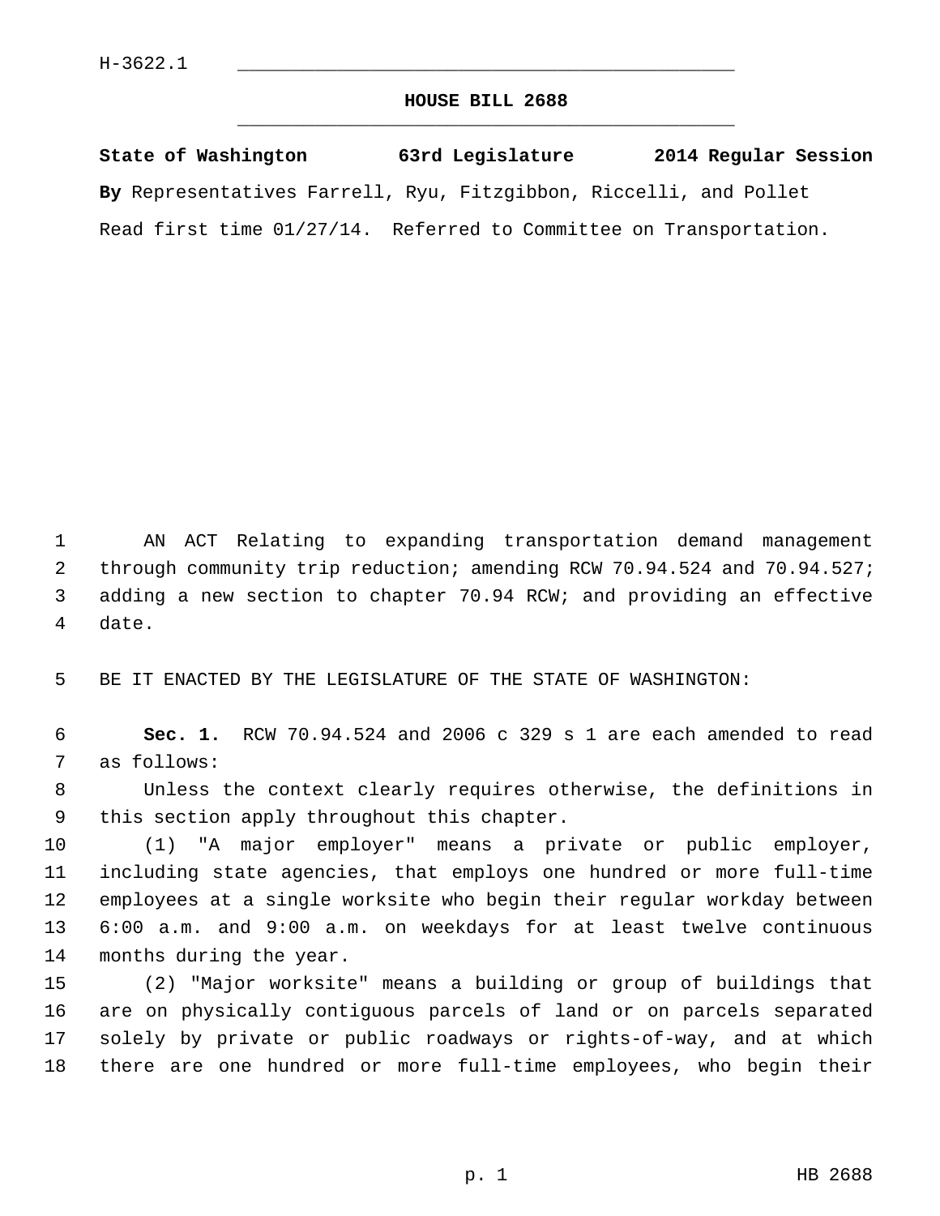H-3622.1

# HOUSE BILL 2688

**State of Washington 63rd Legislature 2014 Regular Session**

**By** Representatives Farrell, Ryu, Fitzgibbon, Riccelli, and Pollet

Read first time 01/27/14. Referred to Committee on Transportation.

AN ACT Relating to expanding transportation demand management through community trip reduction; amending RCW 70.94.524 and 70.94.527; adding a new section to chapter 70.94 RCW; and providing an effective date.

BE IT ENACTED BY THE LEGISLATURE OF THE STATE OF WASHINGTON:

**Sec. 1.** RCW 70.94.524 and 2006 c 329 s 1 are each amended to read as follows:

Unless the context clearly requires otherwise, the definitions in this section apply throughout this chapter.

(1) "A major employer" means a private or public employer, including state agencies, that employs one hundred or more full-time employees at a single worksite who begin their regular workday between 6:00 a.m. and 9:00 a.m. on weekdays for at least twelve continuous months during the year.

(2) "Major worksite" means a building or group of buildings that are on physically contiguous parcels of land or on parcels separated solely by private or public roadways or rights-of-way, and at which there are one hundred or more full-time employees, who begin their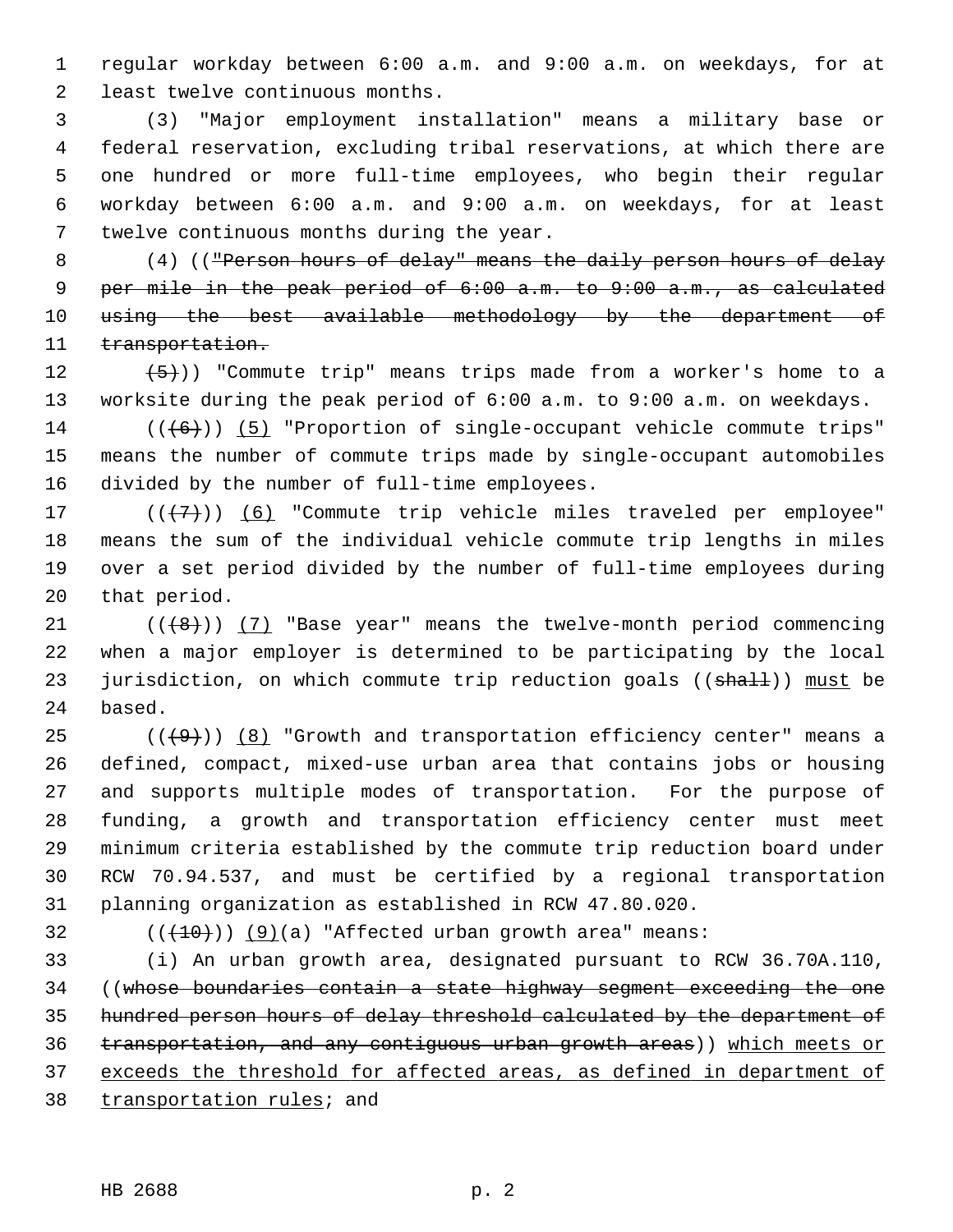regular workday between 6:00 a.m. and 9:00 a.m. on weekdays, for at least twelve continuous months.

(3) "Major employment installation" means a military base or federal reservation, excluding tribal reservations, at which there are one hundred or more full-time employees, who begin their regular workday between 6:00 a.m. and 9:00 a.m. on weekdays, for at least twelve continuous months during the year.

(4) ((~~"Person hours of delay" means the daily person hours of delay per mile in the peak period of 6:00 a.m. to 9:00 a.m., as calculated using the best available methodology by the department of transportation.~~

~~(5)~~)) "Commute trip" means trips made from a worker's home to a worksite during the peak period of 6:00 a.m. to 9:00 a.m. on weekdays.

((~~(6)~~)) <u>(5)</u> "Proportion of single-occupant vehicle commute trips" means the number of commute trips made by single-occupant automobiles divided by the number of full-time employees.

((~~(7)~~)) <u>(6)</u> "Commute trip vehicle miles traveled per employee" means the sum of the individual vehicle commute trip lengths in miles over a set period divided by the number of full-time employees during that period.

((~~(8)~~)) <u>(7)</u> "Base year" means the twelve-month period commencing when a major employer is determined to be participating by the local jurisdiction, on which commute trip reduction goals ((~~shall~~)) <u>must</u> be based.

((~~(9)~~)) <u>(8)</u> "Growth and transportation efficiency center" means a defined, compact, mixed-use urban area that contains jobs or housing and supports multiple modes of transportation. For the purpose of funding, a growth and transportation efficiency center must meet minimum criteria established by the commute trip reduction board under RCW 70.94.537, and must be certified by a regional transportation planning organization as established in RCW 47.80.020.

((~~(10)~~)) <u>(9)</u>(a) "Affected urban growth area" means:

(i) An urban growth area, designated pursuant to RCW 36.70A.110, ((~~whose boundaries contain a state highway segment exceeding the one hundred person hours of delay threshold calculated by the department of transportation, and any contiguous urban growth areas~~)) <u>which meets or exceeds the threshold for affected areas, as defined in department of transportation rules</u>; and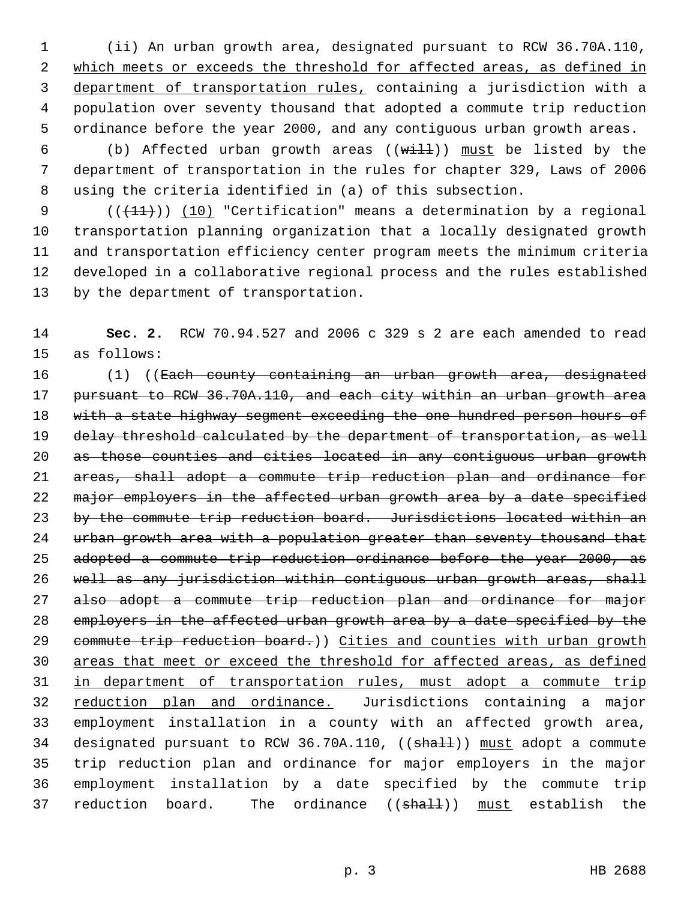(ii) An urban growth area, designated pursuant to RCW 36.70A.110, <u>which meets or exceeds the threshold for affected areas, as defined in department of transportation rules,</u> containing a jurisdiction with a population over seventy thousand that adopted a commute trip reduction ordinance before the year 2000, and any contiguous urban growth areas.

(b) Affected urban growth areas ((~~will~~)) <u>must</u> be listed by the department of transportation in the rules for chapter 329, Laws of 2006 using the criteria identified in (a) of this subsection.

((~~(11)~~)) <u>(10)</u> "Certification" means a determination by a regional transportation planning organization that a locally designated growth and transportation efficiency center program meets the minimum criteria developed in a collaborative regional process and the rules established by the department of transportation.

**Sec. 2.** RCW 70.94.527 and 2006 c 329 s 2 are each amended to read as follows:

(1) ((~~Each county containing an urban growth area, designated pursuant to RCW 36.70A.110, and each city within an urban growth area with a state highway segment exceeding the one hundred person hours of delay threshold calculated by the department of transportation, as well as those counties and cities located in any contiguous urban growth areas, shall adopt a commute trip reduction plan and ordinance for major employers in the affected urban growth area by a date specified by the commute trip reduction board. Jurisdictions located within an urban growth area with a population greater than seventy thousand that adopted a commute trip reduction ordinance before the year 2000, as well as any jurisdiction within contiguous urban growth areas, shall also adopt a commute trip reduction plan and ordinance for major employers in the affected urban growth area by a date specified by the commute trip reduction board.~~)) <u>Cities and counties with urban growth areas that meet or exceed the threshold for affected areas, as defined in department of transportation rules, must adopt a commute trip reduction plan and ordinance.</u> Jurisdictions containing a major employment installation in a county with an affected growth area, designated pursuant to RCW 36.70A.110, ((~~shall~~)) <u>must</u> adopt a commute trip reduction plan and ordinance for major employers in the major employment installation by a date specified by the commute trip reduction board. The ordinance ((~~shall~~)) <u>must</u> establish the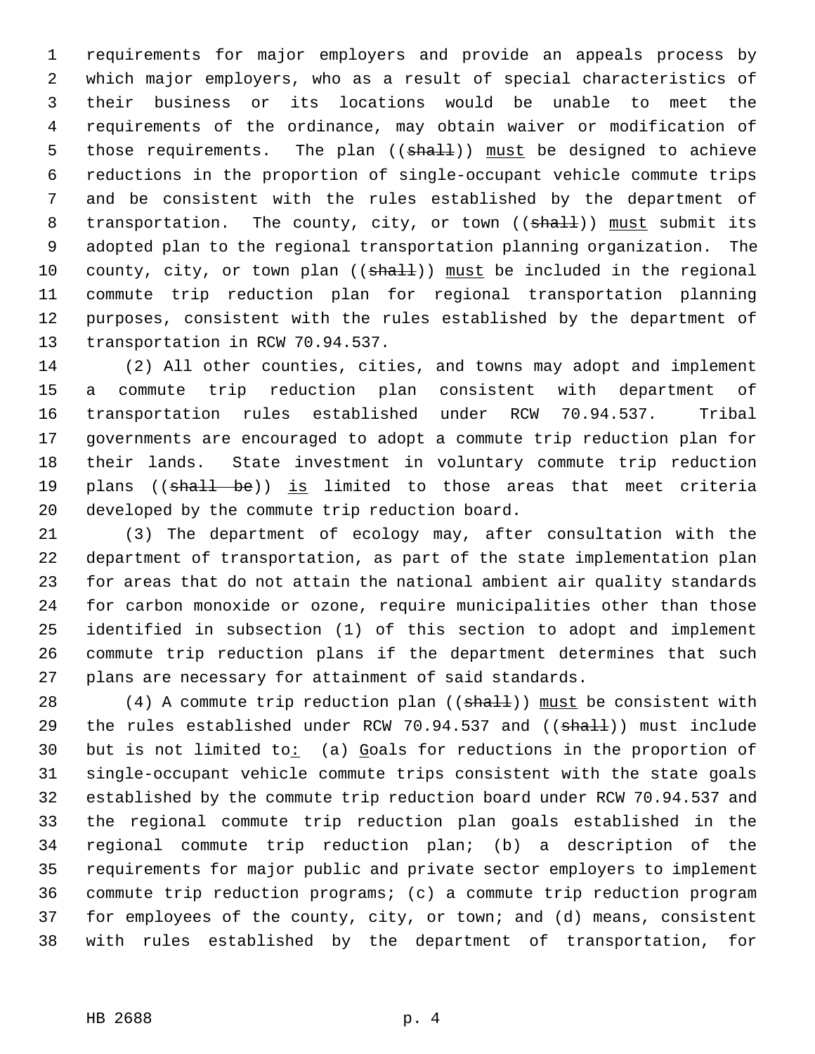requirements for major employers and provide an appeals process by which major employers, who as a result of special characteristics of their business or its locations would be unable to meet the requirements of the ordinance, may obtain waiver or modification of those requirements. The plan ((~~shall~~)) must be designed to achieve reductions in the proportion of single-occupant vehicle commute trips and be consistent with the rules established by the department of transportation. The county, city, or town ((~~shall~~)) must submit its adopted plan to the regional transportation planning organization. The county, city, or town plan ((~~shall~~)) must be included in the regional commute trip reduction plan for regional transportation planning purposes, consistent with the rules established by the department of transportation in RCW 70.94.537.

(2) All other counties, cities, and towns may adopt and implement a commute trip reduction plan consistent with department of transportation rules established under RCW 70.94.537. Tribal governments are encouraged to adopt a commute trip reduction plan for their lands. State investment in voluntary commute trip reduction plans ((~~shall be~~)) is limited to those areas that meet criteria developed by the commute trip reduction board.

(3) The department of ecology may, after consultation with the department of transportation, as part of the state implementation plan for areas that do not attain the national ambient air quality standards for carbon monoxide or ozone, require municipalities other than those identified in subsection (1) of this section to adopt and implement commute trip reduction plans if the department determines that such plans are necessary for attainment of said standards.

(4) A commute trip reduction plan ((~~shall~~)) must be consistent with the rules established under RCW 70.94.537 and ((~~shall~~)) must include but is not limited to: (a) Goals for reductions in the proportion of single-occupant vehicle commute trips consistent with the state goals established by the commute trip reduction board under RCW 70.94.537 and the regional commute trip reduction plan goals established in the regional commute trip reduction plan; (b) a description of the requirements for major public and private sector employers to implement commute trip reduction programs; (c) a commute trip reduction program for employees of the county, city, or town; and (d) means, consistent with rules established by the department of transportation, for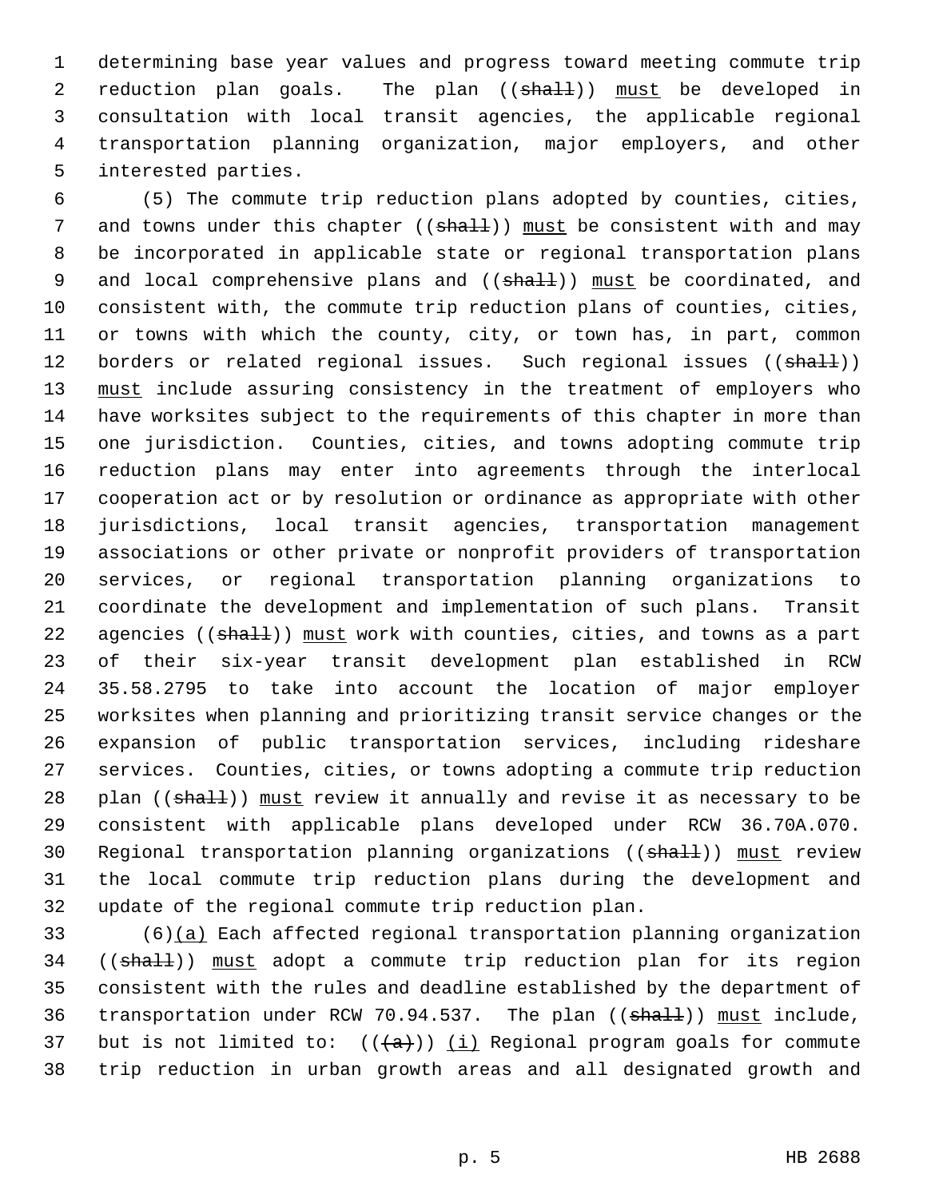determining base year values and progress toward meeting commute trip reduction plan goals. The plan ((~~shall~~)) <u>must</u> be developed in consultation with local transit agencies, the applicable regional transportation planning organization, major employers, and other interested parties.

(5) The commute trip reduction plans adopted by counties, cities, and towns under this chapter ((~~shall~~)) <u>must</u> be consistent with and may be incorporated in applicable state or regional transportation plans and local comprehensive plans and ((~~shall~~)) <u>must</u> be coordinated, and consistent with, the commute trip reduction plans of counties, cities, or towns with which the county, city, or town has, in part, common borders or related regional issues. Such regional issues ((~~shall~~)) <u>must</u> include assuring consistency in the treatment of employers who have worksites subject to the requirements of this chapter in more than one jurisdiction. Counties, cities, and towns adopting commute trip reduction plans may enter into agreements through the interlocal cooperation act or by resolution or ordinance as appropriate with other jurisdictions, local transit agencies, transportation management associations or other private or nonprofit providers of transportation services, or regional transportation planning organizations to coordinate the development and implementation of such plans. Transit agencies ((~~shall~~)) <u>must</u> work with counties, cities, and towns as a part of their six-year transit development plan established in RCW 35.58.2795 to take into account the location of major employer worksites when planning and prioritizing transit service changes or the expansion of public transportation services, including rideshare services. Counties, cities, or towns adopting a commute trip reduction plan ((~~shall~~)) <u>must</u> review it annually and revise it as necessary to be consistent with applicable plans developed under RCW 36.70A.070. Regional transportation planning organizations ((~~shall~~)) <u>must</u> review the local commute trip reduction plans during the development and update of the regional commute trip reduction plan.

(6)<u>(a)</u> Each affected regional transportation planning organization ((~~shall~~)) <u>must</u> adopt a commute trip reduction plan for its region consistent with the rules and deadline established by the department of transportation under RCW 70.94.537. The plan ((~~shall~~)) <u>must</u> include, but is not limited to: ((~~(a)~~)) <u>(i)</u> Regional program goals for commute trip reduction in urban growth areas and all designated growth and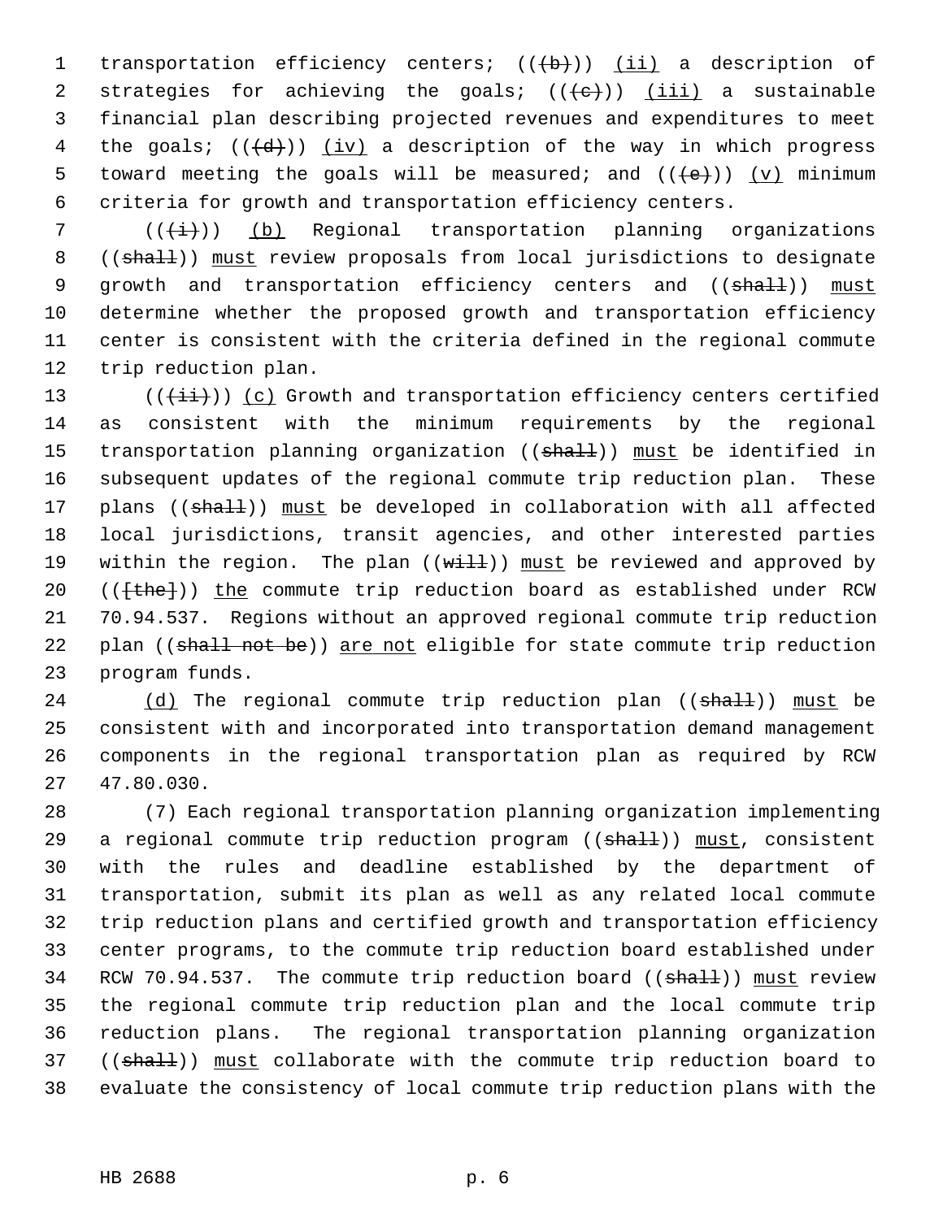transportation efficiency centers; ((~~(b)~~)) <u>(ii)</u> a description of strategies for achieving the goals; ((~~(c)~~)) <u>(iii)</u> a sustainable financial plan describing projected revenues and expenditures to meet the goals; ((~~(d)~~)) <u>(iv)</u> a description of the way in which progress toward meeting the goals will be measured; and ((~~(e)~~)) <u>(v)</u> minimum criteria for growth and transportation efficiency centers.

((~~(i)~~)) <u>(b)</u> Regional transportation planning organizations ((~~shall~~)) <u>must</u> review proposals from local jurisdictions to designate growth and transportation efficiency centers and ((~~shall~~)) <u>must</u> determine whether the proposed growth and transportation efficiency center is consistent with the criteria defined in the regional commute trip reduction plan.

((~~(ii)~~)) <u>(c)</u> Growth and transportation efficiency centers certified as consistent with the minimum requirements by the regional transportation planning organization ((~~shall~~)) <u>must</u> be identified in subsequent updates of the regional commute trip reduction plan. These plans ((~~shall~~)) <u>must</u> be developed in collaboration with all affected local jurisdictions, transit agencies, and other interested parties within the region. The plan ((~~will~~)) <u>must</u> be reviewed and approved by ((~~[the]~~)) <u>the</u> commute trip reduction board as established under RCW 70.94.537. Regions without an approved regional commute trip reduction plan ((~~shall not be~~)) <u>are not</u> eligible for state commute trip reduction program funds.

<u>(d)</u> The regional commute trip reduction plan ((~~shall~~)) <u>must</u> be consistent with and incorporated into transportation demand management components in the regional transportation plan as required by RCW 47.80.030.

(7) Each regional transportation planning organization implementing a regional commute trip reduction program ((~~shall~~)) <u>must</u>, consistent with the rules and deadline established by the department of transportation, submit its plan as well as any related local commute trip reduction plans and certified growth and transportation efficiency center programs, to the commute trip reduction board established under RCW 70.94.537. The commute trip reduction board ((~~shall~~)) <u>must</u> review the regional commute trip reduction plan and the local commute trip reduction plans. The regional transportation planning organization ((~~shall~~)) <u>must</u> collaborate with the commute trip reduction board to evaluate the consistency of local commute trip reduction plans with the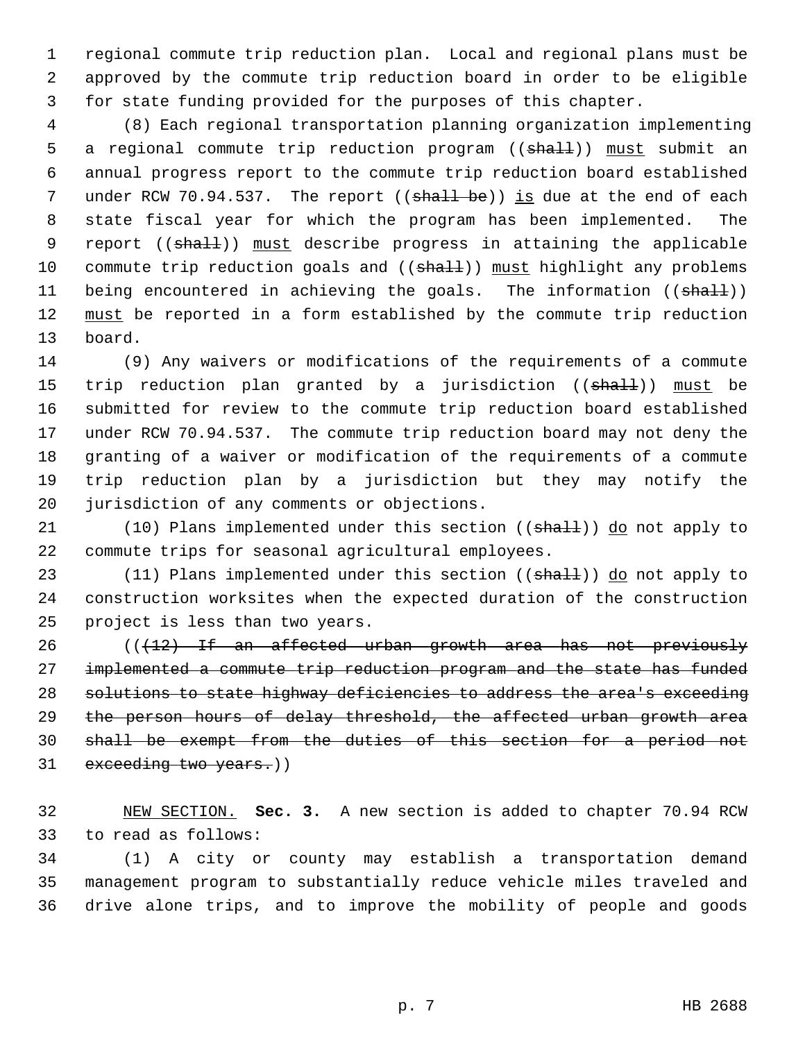regional commute trip reduction plan. Local and regional plans must be approved by the commute trip reduction board in order to be eligible for state funding provided for the purposes of this chapter.

(8) Each regional transportation planning organization implementing a regional commute trip reduction program ((~~shall~~)) <u>must</u> submit an annual progress report to the commute trip reduction board established under RCW 70.94.537. The report ((~~shall be~~)) <u>is</u> due at the end of each state fiscal year for which the program has been implemented. The report ((~~shall~~)) <u>must</u> describe progress in attaining the applicable commute trip reduction goals and ((~~shall~~)) <u>must</u> highlight any problems being encountered in achieving the goals. The information ((~~shall~~)) <u>must</u> be reported in a form established by the commute trip reduction board.

(9) Any waivers or modifications of the requirements of a commute trip reduction plan granted by a jurisdiction ((~~shall~~)) <u>must</u> be submitted for review to the commute trip reduction board established under RCW 70.94.537. The commute trip reduction board may not deny the granting of a waiver or modification of the requirements of a commute trip reduction plan by a jurisdiction but they may notify the jurisdiction of any comments or objections.

(10) Plans implemented under this section ((~~shall~~)) <u>do</u> not apply to commute trips for seasonal agricultural employees.

(11) Plans implemented under this section ((~~shall~~)) <u>do</u> not apply to construction worksites when the expected duration of the construction project is less than two years.

((~~(12) If an affected urban growth area has not previously implemented a commute trip reduction program and the state has funded solutions to state highway deficiencies to address the area's exceeding the person hours of delay threshold, the affected urban growth area shall be exempt from the duties of this section for a period not exceeding two years.~~))

<u>NEW SECTION.</u> **Sec. 3.** A new section is added to chapter 70.94 RCW to read as follows:

(1) A city or county may establish a transportation demand management program to substantially reduce vehicle miles traveled and drive alone trips, and to improve the mobility of people and goods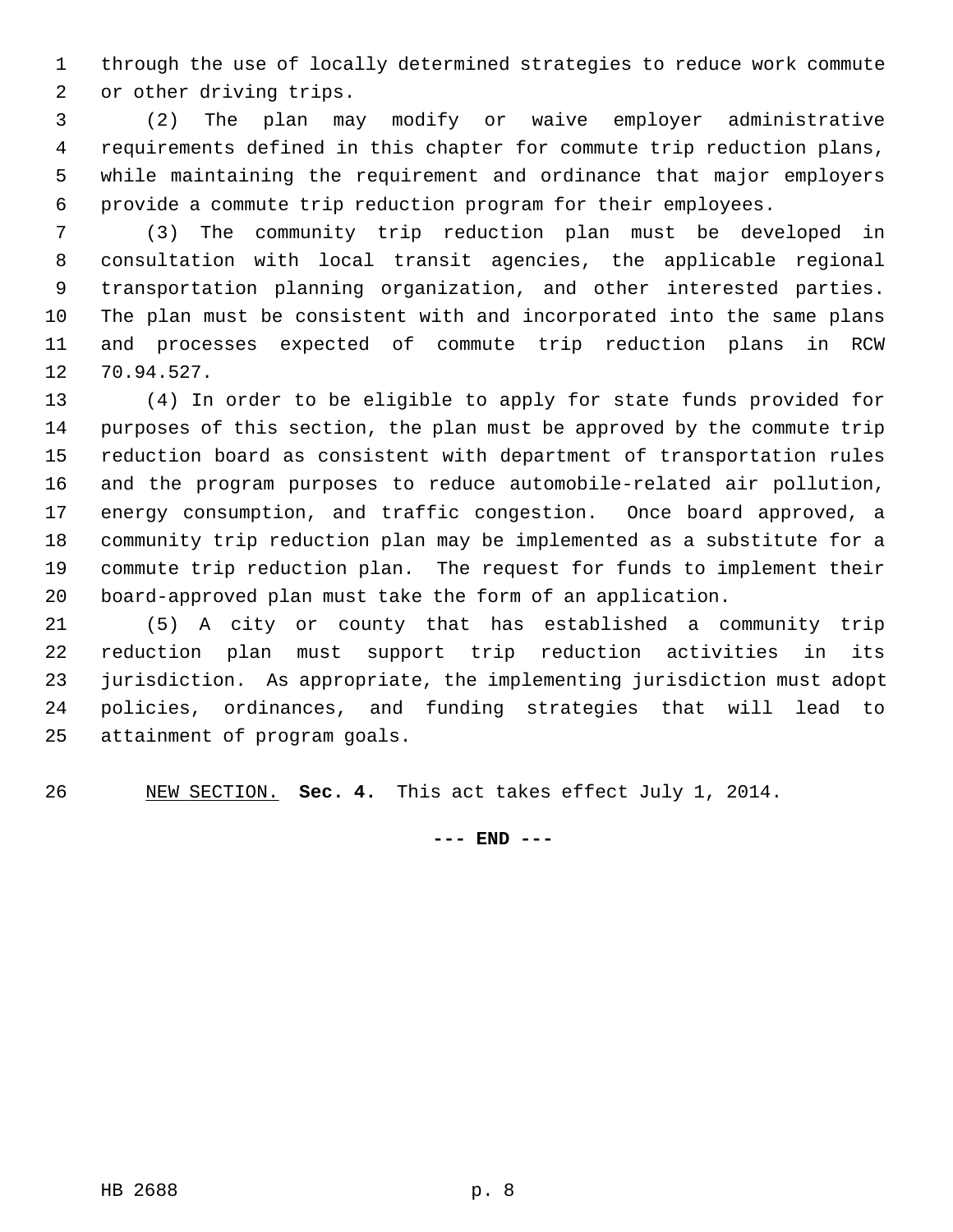through the use of locally determined strategies to reduce work commute or other driving trips.

(2) The plan may modify or waive employer administrative requirements defined in this chapter for commute trip reduction plans, while maintaining the requirement and ordinance that major employers provide a commute trip reduction program for their employees.

(3) The community trip reduction plan must be developed in consultation with local transit agencies, the applicable regional transportation planning organization, and other interested parties. The plan must be consistent with and incorporated into the same plans and processes expected of commute trip reduction plans in RCW 70.94.527.

(4) In order to be eligible to apply for state funds provided for purposes of this section, the plan must be approved by the commute trip reduction board as consistent with department of transportation rules and the program purposes to reduce automobile-related air pollution, energy consumption, and traffic congestion. Once board approved, a community trip reduction plan may be implemented as a substitute for a commute trip reduction plan. The request for funds to implement their board-approved plan must take the form of an application.

(5) A city or county that has established a community trip reduction plan must support trip reduction activities in its jurisdiction. As appropriate, the implementing jurisdiction must adopt policies, ordinances, and funding strategies that will lead to attainment of program goals.

NEW SECTION. **Sec. 4.** This act takes effect July 1, 2014.

**--- END ---**